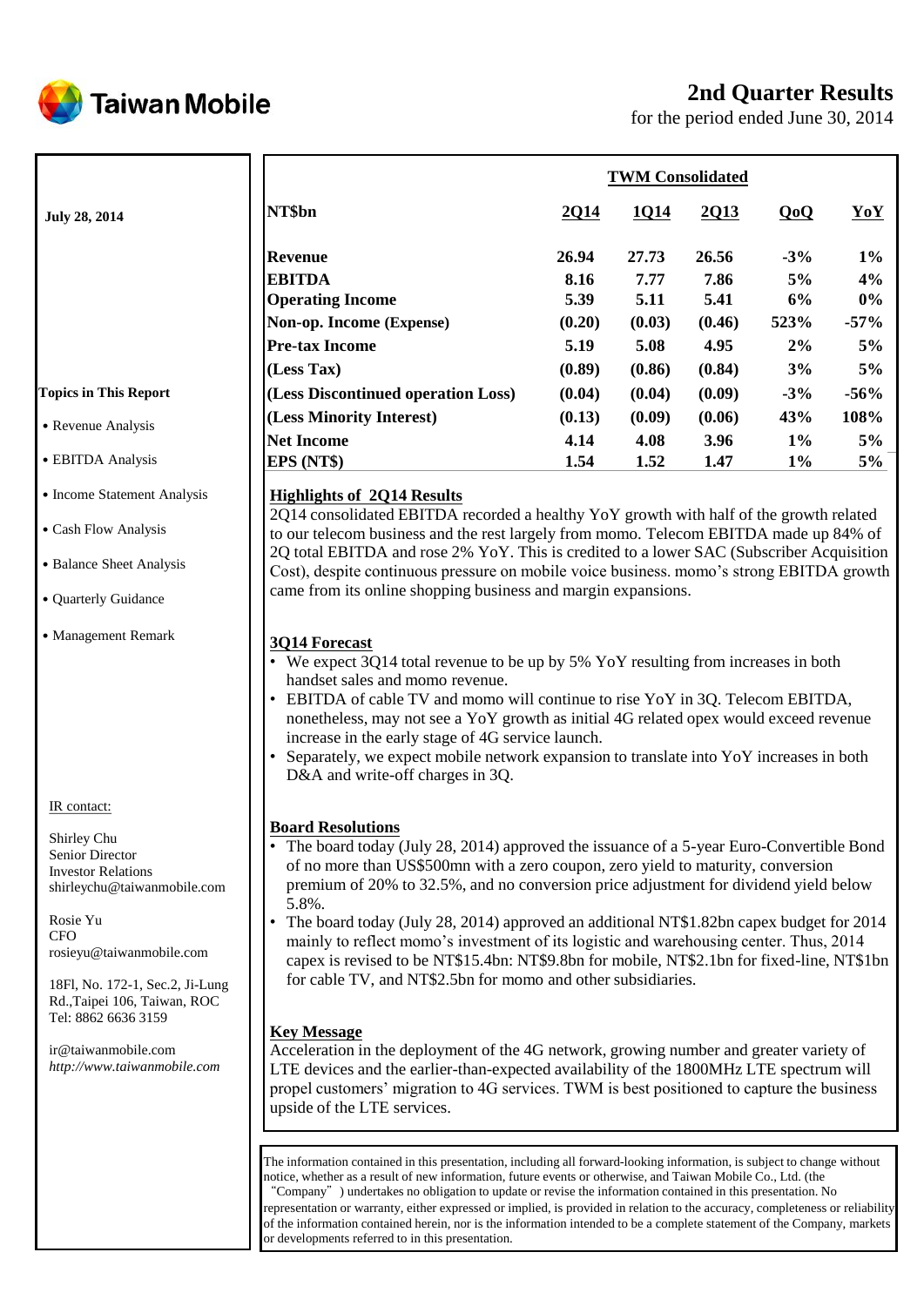# Taiwan Mobile

## 2nd Quarter Results

for the period ended June 30, 2014

**July 28, 2014**

**Topics in This Report**

- Revenue Analysis
- EBITDA Analysis
- Income Statement Analysis
- Cash Flow Analysis
- Balance Sheet Analysis
- Quarterly Guidance
- Management Remark

IR contact:

Shirley Chu
Senior Director
Investor Relations
shirleychu@taiwanmobile.com

Rosie Yu
CFO
rosieyu@taiwanmobile.com

18Fl, No. 172-1, Sec.2, Ji-Lung Rd.,Taipei 106, Taiwan, ROC
Tel: 8862 6636 3159

ir@taiwanmobile.com
*http://www.taiwanmobile.com*

**TWM Consolidated**

| NT$bn | 2Q14 | 1Q14 | 2Q13 | QoQ | YoY |
|---|---|---|---|---|---|
| **Revenue** | 26.94 | 27.73 | 26.56 | -3% | 1% |
| **EBITDA** | 8.16 | 7.77 | 7.86 | 5% | 4% |
| **Operating Income** | 5.39 | 5.11 | 5.41 | 6% | 0% |
| **Non-op. Income (Expense)** | (0.20) | (0.03) | (0.46) | 523% | -57% |
| **Pre-tax Income** | 5.19 | 5.08 | 4.95 | 2% | 5% |
| **(Less Tax)** | (0.89) | (0.86) | (0.84) | 3% | 5% |
| **(Less Discontinued operation Loss)** | (0.04) | (0.04) | (0.09) | -3% | -56% |
| **(Less Minority Interest)** | (0.13) | (0.09) | (0.06) | 43% | 108% |
| **Net Income** | 4.14 | 4.08 | 3.96 | 1% | 5% |
| **EPS (NT$)** | 1.54 | 1.52 | 1.47 | 1% | 5% |

### Highlights of 2Q14 Results

2Q14 consolidated EBITDA recorded a healthy YoY growth with half of the growth related to our telecom business and the rest largely from momo. Telecom EBITDA made up 84% of 2Q total EBITDA and rose 2% YoY. This is credited to a lower SAC (Subscriber Acquisition Cost), despite continuous pressure on mobile voice business. momo's strong EBITDA growth came from its online shopping business and margin expansions.

### 3Q14 Forecast

- We expect 3Q14 total revenue to be up by 5% YoY resulting from increases in both handset sales and momo revenue.
- EBITDA of cable TV and momo will continue to rise YoY in 3Q. Telecom EBITDA, nonetheless, may not see a YoY growth as initial 4G related opex would exceed revenue increase in the early stage of 4G service launch.
- Separately, we expect mobile network expansion to translate into YoY increases in both D&A and write-off charges in 3Q.

### Board Resolutions

- The board today (July 28, 2014) approved the issuance of a 5-year Euro-Convertible Bond of no more than US$500mn with a zero coupon, zero yield to maturity, conversion premium of 20% to 32.5%, and no conversion price adjustment for dividend yield below 5.8%.
- The board today (July 28, 2014) approved an additional NT$1.82bn capex budget for 2014 mainly to reflect momo's investment of its logistic and warehousing center. Thus, 2014 capex is revised to be NT$15.4bn: NT$9.8bn for mobile, NT$2.1bn for fixed-line, NT$1bn for cable TV, and NT$2.5bn for momo and other subsidiaries.

### Key Message

Acceleration in the deployment of the 4G network, growing number and greater variety of LTE devices and the earlier-than-expected availability of the 1800MHz LTE spectrum will propel customers' migration to 4G services. TWM is best positioned to capture the business upside of the LTE services.

The information contained in this presentation, including all forward-looking information, is subject to change without notice, whether as a result of new information, future events or otherwise, and Taiwan Mobile Co., Ltd. (the "Company") undertakes no obligation to update or revise the information contained in this presentation. No representation or warranty, either expressed or implied, is provided in relation to the accuracy, completeness or reliability of the information contained herein, nor is the information intended to be a complete statement of the Company, markets or developments referred to in this presentation.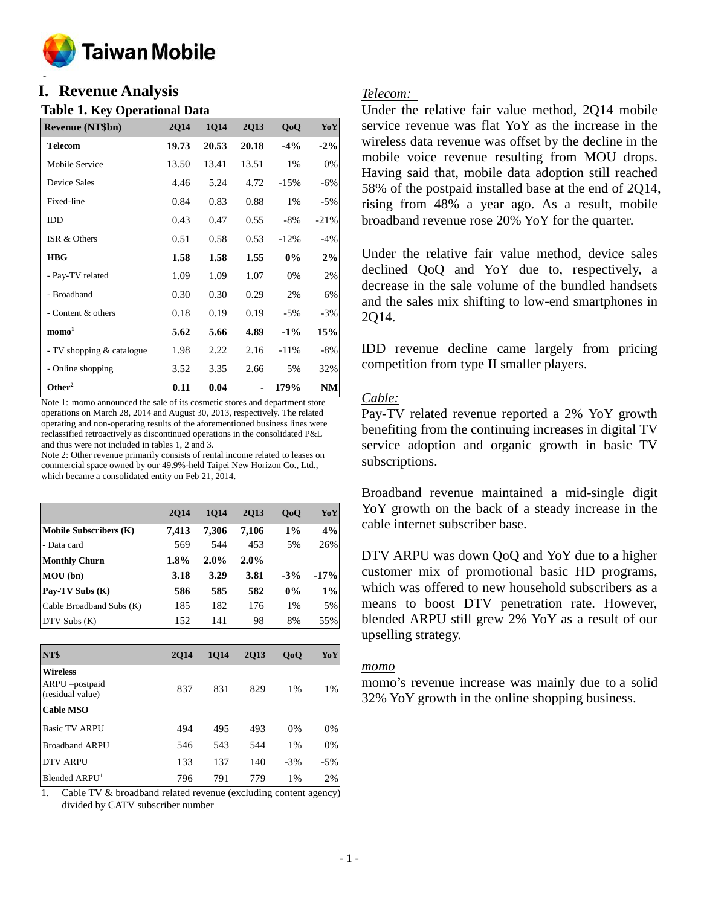# I. Revenue Analysis

## Table 1. Key Operational Data

| Revenue (NT$bn) | 2Q14 | 1Q14 | 2Q13 | QoQ | YoY |
|---|---|---|---|---|---|
| **Telecom** | **19.73** | **20.53** | **20.18** | **-4%** | **-2%** |
| Mobile Service | 13.50 | 13.41 | 13.51 | 1% | 0% |
| Device Sales | 4.46 | 5.24 | 4.72 | -15% | -6% |
| Fixed-line | 0.84 | 0.83 | 0.88 | 1% | -5% |
| IDD | 0.43 | 0.47 | 0.55 | -8% | -21% |
| ISR & Others | 0.51 | 0.58 | 0.53 | -12% | -4% |
| **HBG** | **1.58** | **1.58** | **1.55** | **0%** | **2%** |
| - Pay-TV related | 1.09 | 1.09 | 1.07 | 0% | 2% |
| - Broadband | 0.30 | 0.30 | 0.29 | 2% | 6% |
| - Content & others | 0.18 | 0.19 | 0.19 | -5% | -3% |
| **momo[1]** | **5.62** | **5.66** | **4.89** | **-1%** | **15%** |
| - TV shopping & catalogue | 1.98 | 2.22 | 2.16 | -11% | -8% |
| - Online shopping | 3.52 | 3.35 | 2.66 | 5% | 32% |
| **Other[2]** | **0.11** | **0.04** | **-** | **179%** | **NM** |

Note 1: momo announced the sale of its cosmetic stores and department store operations on March 28, 2014 and August 30, 2013, respectively. The related operating and non-operating results of the aforementioned business lines were reclassified retroactively as discontinued operations in the consolidated P&L and thus were not included in tables 1, 2 and 3.

Note 2: Other revenue primarily consists of rental income related to leases on commercial space owned by our 49.9%-held Taipei New Horizon Co., Ltd., which became a consolidated entity on Feb 21, 2014.

| | 2Q14 | 1Q14 | 2Q13 | QoQ | YoY |
|---|---|---|---|---|---|
| **Mobile Subscribers (K)** | **7,413** | **7,306** | **7,106** | **1%** | **4%** |
| - Data card | 569 | 544 | 453 | 5% | 26% |
| **Monthly Churn** | **1.8%** | **2.0%** | **2.0%** | | |
| **MOU (bn)** | **3.18** | **3.29** | **3.81** | **-3%** | **-17%** |
| **Pay-TV Subs (K)** | **586** | **585** | **582** | **0%** | **1%** |
| Cable Broadband Subs (K) | 185 | 182 | 176 | 1% | 5% |
| DTV Subs (K) | 152 | 141 | 98 | 8% | 55% |

| NT$ | 2Q14 | 1Q14 | 2Q13 | QoQ | YoY |
|---|---|---|---|---|---|
| **Wireless** | | | | | |
| ARPU –postpaid (residual value) | 837 | 831 | 829 | 1% | 1% |
| **Cable MSO** | | | | | |
| Basic TV ARPU | 494 | 495 | 493 | 0% | 0% |
| Broadband ARPU | 546 | 543 | 544 | 1% | 0% |
| DTV ARPU | 133 | 137 | 140 | -3% | -5% |
| Blended ARPU[1] | 796 | 791 | 779 | 1% | 2% |

1. Cable TV & broadband related revenue (excluding content agency) divided by CATV subscriber number

*Telecom:*

Under the relative fair value method, 2Q14 mobile service revenue was flat YoY as the increase in the wireless data revenue was offset by the decline in the mobile voice revenue resulting from MOU drops. Having said that, mobile data adoption still reached 58% of the postpaid installed base at the end of 2Q14, rising from 48% a year ago. As a result, mobile broadband revenue rose 20% YoY for the quarter.

Under the relative fair value method, device sales declined QoQ and YoY due to, respectively, a decrease in the sale volume of the bundled handsets and the sales mix shifting to low-end smartphones in 2Q14.

IDD revenue decline came largely from pricing competition from type II smaller players.

*Cable:*

Pay-TV related revenue reported a 2% YoY growth benefiting from the continuing increases in digital TV service adoption and organic growth in basic TV subscriptions.

Broadband revenue maintained a mid-single digit YoY growth on the back of a steady increase in the cable internet subscriber base.

DTV ARPU was down QoQ and YoY due to a higher customer mix of promotional basic HD programs, which was offered to new household subscribers as a means to boost DTV penetration rate. However, blended ARPU still grew 2% YoY as a result of our upselling strategy.

*momo*

momo's revenue increase was mainly due to a solid 32% YoY growth in the online shopping business.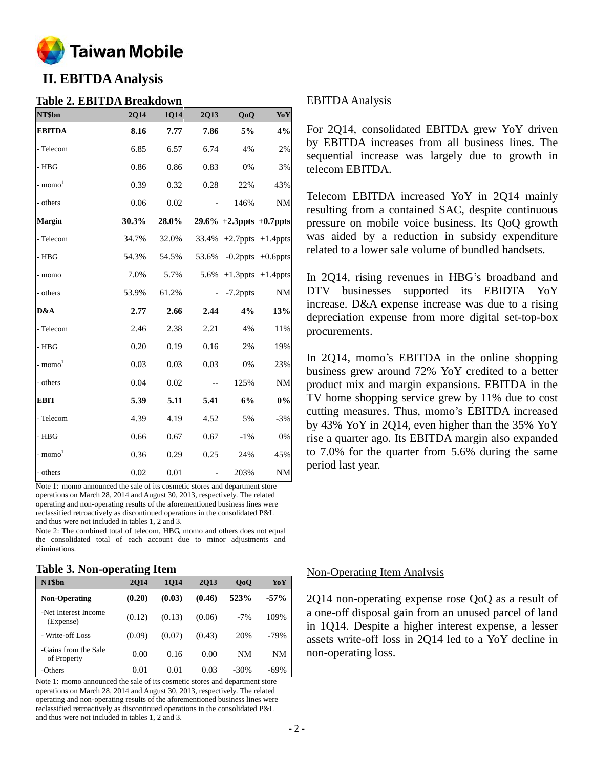## II. EBITDA Analysis

### Table 2. EBITDA Breakdown

| NT$bn | 2Q14 | 1Q14 | 2Q13 | QoQ | YoY |
|---|---|---|---|---|---|
| **EBITDA** | **8.16** | **7.77** | **7.86** | **5%** | **4%** |
| - Telecom | 6.85 | 6.57 | 6.74 | 4% | 2% |
| - HBG | 0.86 | 0.86 | 0.83 | 0% | 3% |
| - momo[1] | 0.39 | 0.32 | 0.28 | 22% | 43% |
| - others | 0.06 | 0.02 | - | 146% | NM |
| **Margin** | **30.3%** | **28.0%** | **29.6%** | **+2.3ppts** | **+0.7ppts** |
| - Telecom | 34.7% | 32.0% | 33.4% | +2.7ppts | +1.4ppts |
| - HBG | 54.3% | 54.5% | 53.6% | -0.2ppts | +0.6ppts |
| - momo | 7.0% | 5.7% | 5.6% | +1.3ppts | +1.4ppts |
| - others | 53.9% | 61.2% | - | -7.2ppts | NM |
| **D&A** | **2.77** | **2.66** | **2.44** | **4%** | **13%** |
| - Telecom | 2.46 | 2.38 | 2.21 | 4% | 11% |
| - HBG | 0.20 | 0.19 | 0.16 | 2% | 19% |
| - momo[1] | 0.03 | 0.03 | 0.03 | 0% | 23% |
| - others | 0.04 | 0.02 | -- | 125% | NM |
| **EBIT** | **5.39** | **5.11** | **5.41** | **6%** | **0%** |
| - Telecom | 4.39 | 4.19 | 4.52 | 5% | -3% |
| - HBG | 0.66 | 0.67 | 0.67 | -1% | 0% |
| - momo[1] | 0.36 | 0.29 | 0.25 | 24% | 45% |
| - others | 0.02 | 0.01 | - | 203% | NM |

Note 1: momo announced the sale of its cosmetic stores and department store operations on March 28, 2014 and August 30, 2013, respectively. The related operating and non-operating results of the aforementioned business lines were reclassified retroactively as discontinued operations in the consolidated P&L and thus were not included in tables 1, 2 and 3.

Note 2: The combined total of telecom, HBG, momo and others does not equal the consolidated total of each account due to minor adjustments and eliminations.

#### EBITDA Analysis

For 2Q14, consolidated EBITDA grew YoY driven by EBITDA increases from all business lines. The sequential increase was largely due to growth in telecom EBITDA.

Telecom EBITDA increased YoY in 2Q14 mainly resulting from a contained SAC, despite continuous pressure on mobile voice business. Its QoQ growth was aided by a reduction in subsidy expenditure related to a lower sale volume of bundled handsets.

In 2Q14, rising revenues in HBG's broadband and DTV businesses supported its EBIDTA YoY increase. D&A expense increase was due to a rising depreciation expense from more digital set-top-box procurements.

In 2Q14, momo's EBITDA in the online shopping business grew around 72% YoY credited to a better product mix and margin expansions. EBITDA in the TV home shopping service grew by 11% due to cost cutting measures. Thus, momo's EBITDA increased by 43% YoY in 2Q14, even higher than the 35% YoY rise a quarter ago. Its EBITDA margin also expanded to 7.0% for the quarter from 5.6% during the same period last year.

### Table 3. Non-operating Item

| NT$bn | 2Q14 | 1Q14 | 2Q13 | QoQ | YoY |
|---|---|---|---|---|---|
| **Non-Operating** | **(0.20)** | **(0.03)** | **(0.46)** | **523%** | **-57%** |
| -Net Interest Income (Expense) | (0.12) | (0.13) | (0.06) | -7% | 109% |
| - Write-off Loss | (0.09) | (0.07) | (0.43) | 20% | -79% |
| -Gains from the Sale of Property | 0.00 | 0.16 | 0.00 | NM | NM |
| -Others | 0.01 | 0.01 | 0.03 | -30% | -69% |

Note 1: momo announced the sale of its cosmetic stores and department store operations on March 28, 2014 and August 30, 2013, respectively. The related operating and non-operating results of the aforementioned business lines were reclassified retroactively as discontinued operations in the consolidated P&L and thus were not included in tables 1, 2 and 3.

#### Non-Operating Item Analysis

2Q14 non-operating expense rose QoQ as a result of a one-off disposal gain from an unused parcel of land in 1Q14. Despite a higher interest expense, a lesser assets write-off loss in 2Q14 led to a YoY decline in non-operating loss.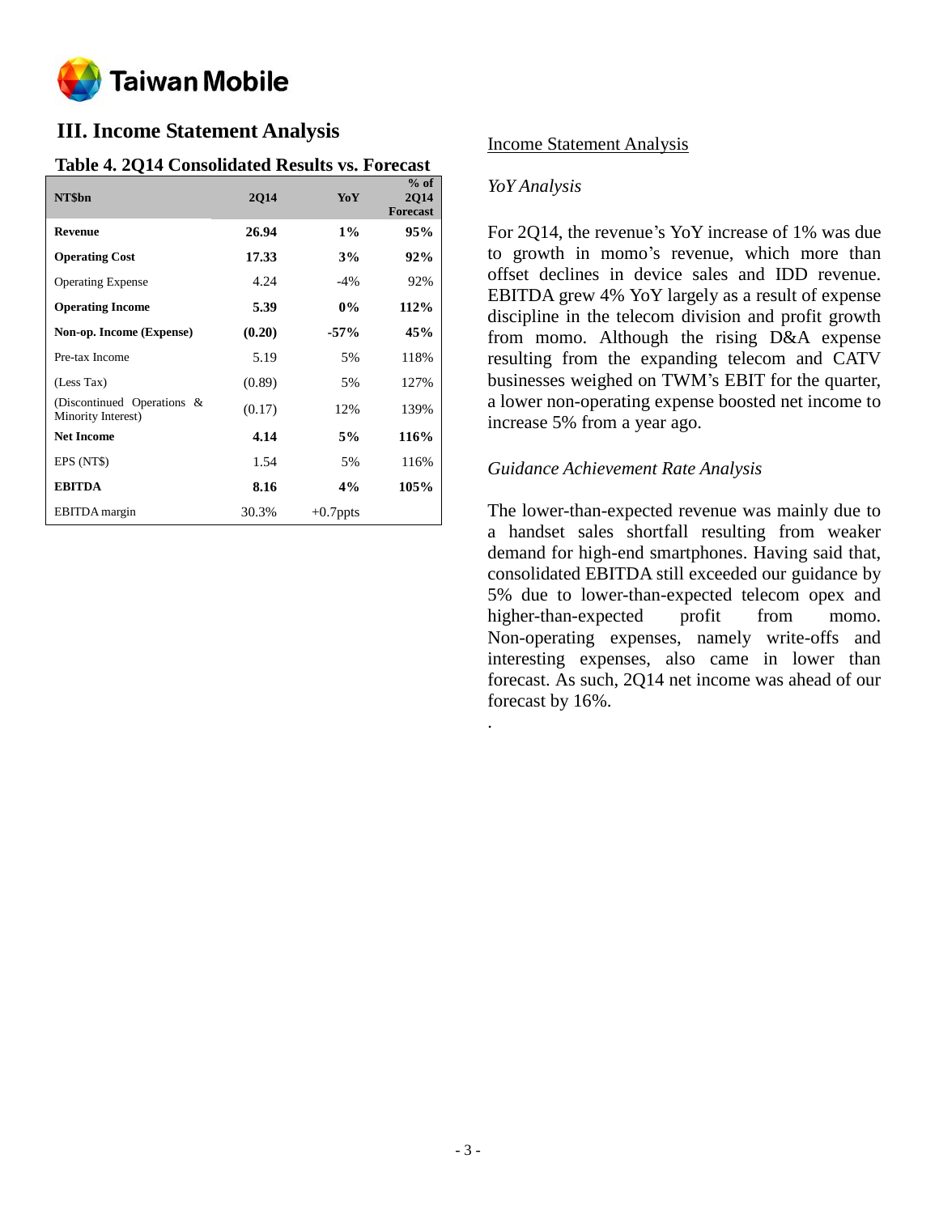## III. Income Statement Analysis

### Table 4. 2Q14 Consolidated Results vs. Forecast

| NT$bn | 2Q14 | YoY | % of 2Q14 Forecast |
|---|---|---|---|
| **Revenue** | **26.94** | **1%** | **95%** |
| **Operating Cost** | **17.33** | **3%** | **92%** |
| Operating Expense | 4.24 | -4% | 92% |
| **Operating Income** | **5.39** | **0%** | **112%** |
| **Non-op. Income (Expense)** | **(0.20)** | **-57%** | **45%** |
| Pre-tax Income | 5.19 | 5% | 118% |
| (Less Tax) | (0.89) | 5% | 127% |
| (Discontinued Operations & Minority Interest) | (0.17) | 12% | 139% |
| **Net Income** | **4.14** | **5%** | **116%** |
| EPS (NT$) | 1.54 | 5% | 116% |
| **EBITDA** | **8.16** | **4%** | **105%** |
| EBITDA margin | 30.3% | +0.7ppts | |

Income Statement Analysis

*YoY Analysis*

For 2Q14, the revenue's YoY increase of 1% was due to growth in momo's revenue, which more than offset declines in device sales and IDD revenue. EBITDA grew 4% YoY largely as a result of expense discipline in the telecom division and profit growth from momo. Although the rising D&A expense resulting from the expanding telecom and CATV businesses weighed on TWM's EBIT for the quarter, a lower non-operating expense boosted net income to increase 5% from a year ago.

*Guidance Achievement Rate Analysis*

The lower-than-expected revenue was mainly due to a handset sales shortfall resulting from weaker demand for high-end smartphones. Having said that, consolidated EBITDA still exceeded our guidance by 5% due to lower-than-expected telecom opex and higher-than-expected profit from momo. Non-operating expenses, namely write-offs and interesting expenses, also came in lower than forecast. As such, 2Q14 net income was ahead of our forecast by 16%.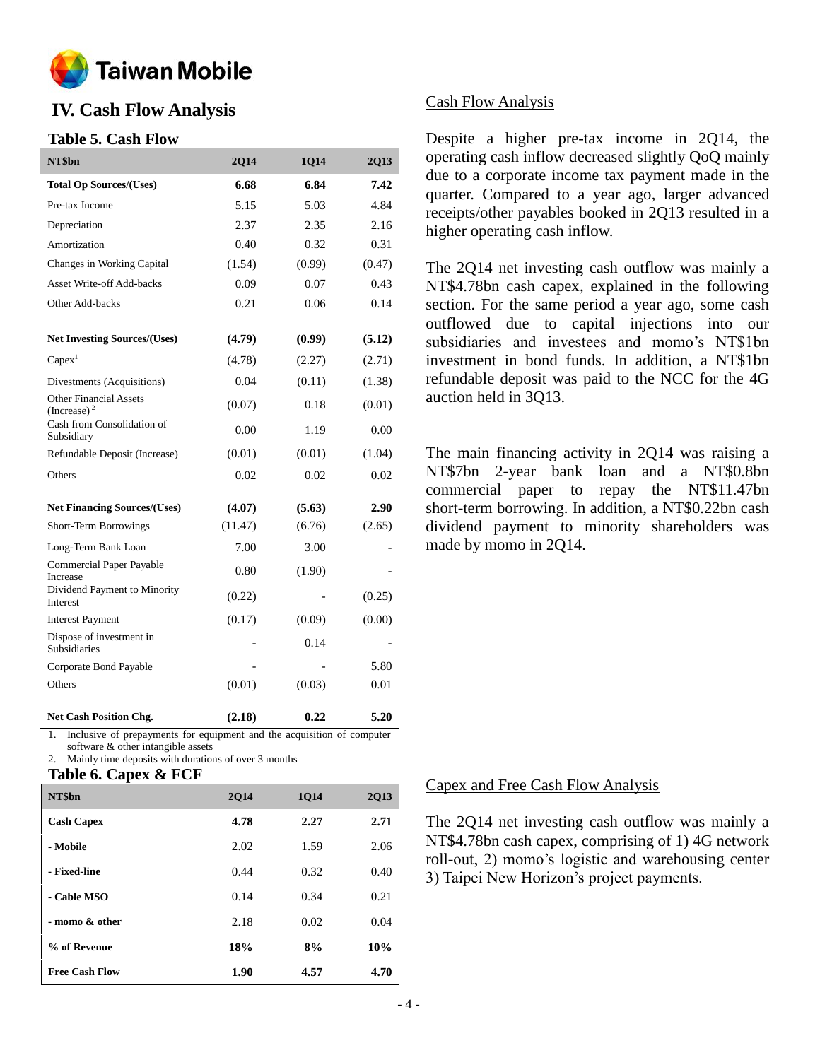# IV. Cash Flow Analysis

## Table 5. Cash Flow

| NT$bn | 2Q14 | 1Q14 | 2Q13 |
|---|---|---|---|
| **Total Op Sources/(Uses)** | **6.68** | **6.84** | **7.42** |
| Pre-tax Income | 5.15 | 5.03 | 4.84 |
| Depreciation | 2.37 | 2.35 | 2.16 |
| Amortization | 0.40 | 0.32 | 0.31 |
| Changes in Working Capital | (1.54) | (0.99) | (0.47) |
| Asset Write-off Add-backs | 0.09 | 0.07 | 0.43 |
| Other Add-backs | 0.21 | 0.06 | 0.14 |
| **Net Investing Sources/(Uses)** | **(4.79)** | **(0.99)** | **(5.12)** |
| Capex[1] | (4.78) | (2.27) | (2.71) |
| Divestments (Acquisitions) | 0.04 | (0.11) | (1.38) |
| Other Financial Assets (Increase)[2] | (0.07) | 0.18 | (0.01) |
| Cash from Consolidation of Subsidiary | 0.00 | 1.19 | 0.00 |
| Refundable Deposit (Increase) | (0.01) | (0.01) | (1.04) |
| Others | 0.02 | 0.02 | 0.02 |
| **Net Financing Sources/(Uses)** | **(4.07)** | **(5.63)** | **2.90** |
| Short-Term Borrowings | (11.47) | (6.76) | (2.65) |
| Long-Term Bank Loan | 7.00 | 3.00 | - |
| Commercial Paper Payable Increase | 0.80 | (1.90) | - |
| Dividend Payment to Minority Interest | (0.22) | - | (0.25) |
| Interest Payment | (0.17) | (0.09) | (0.00) |
| Dispose of investment in Subsidiaries | - | 0.14 | - |
| Corporate Bond Payable | - | - | 5.80 |
| Others | (0.01) | (0.03) | 0.01 |
| **Net Cash Position Chg.** | **(2.18)** | **0.22** | **5.20** |

1. Inclusive of prepayments for equipment and the acquisition of computer software & other intangible assets
2. Mainly time deposits with durations of over 3 months

### Cash Flow Analysis

Despite a higher pre-tax income in 2Q14, the operating cash inflow decreased slightly QoQ mainly due to a corporate income tax payment made in the quarter. Compared to a year ago, larger advanced receipts/other payables booked in 2Q13 resulted in a higher operating cash inflow.

The 2Q14 net investing cash outflow was mainly a NT$4.78bn cash capex, explained in the following section. For the same period a year ago, some cash outflowed due to capital injections into our subsidiaries and investees and momo's NT$1bn investment in bond funds. In addition, a NT$1bn refundable deposit was paid to the NCC for the 4G auction held in 3Q13.

The main financing activity in 2Q14 was raising a NT$7bn 2-year bank loan and a NT$0.8bn commercial paper to repay the NT$11.47bn short-term borrowing. In addition, a NT$0.22bn cash dividend payment to minority shareholders was made by momo in 2Q14.

## Table 6. Capex & FCF

| NT$bn | 2Q14 | 1Q14 | 2Q13 |
|---|---|---|---|
| **Cash Capex** | **4.78** | **2.27** | **2.71** |
| **- Mobile** | 2.02 | 1.59 | 2.06 |
| **- Fixed-line** | 0.44 | 0.32 | 0.40 |
| **- Cable MSO** | 0.14 | 0.34 | 0.21 |
| **- momo & other** | 2.18 | 0.02 | 0.04 |
| **% of Revenue** | **18%** | **8%** | **10%** |
| **Free Cash Flow** | **1.90** | **4.57** | **4.70** |

### Capex and Free Cash Flow Analysis

The 2Q14 net investing cash outflow was mainly a NT$4.78bn cash capex, comprising of 1) 4G network roll-out, 2) momo's logistic and warehousing center 3) Taipei New Horizon's project payments.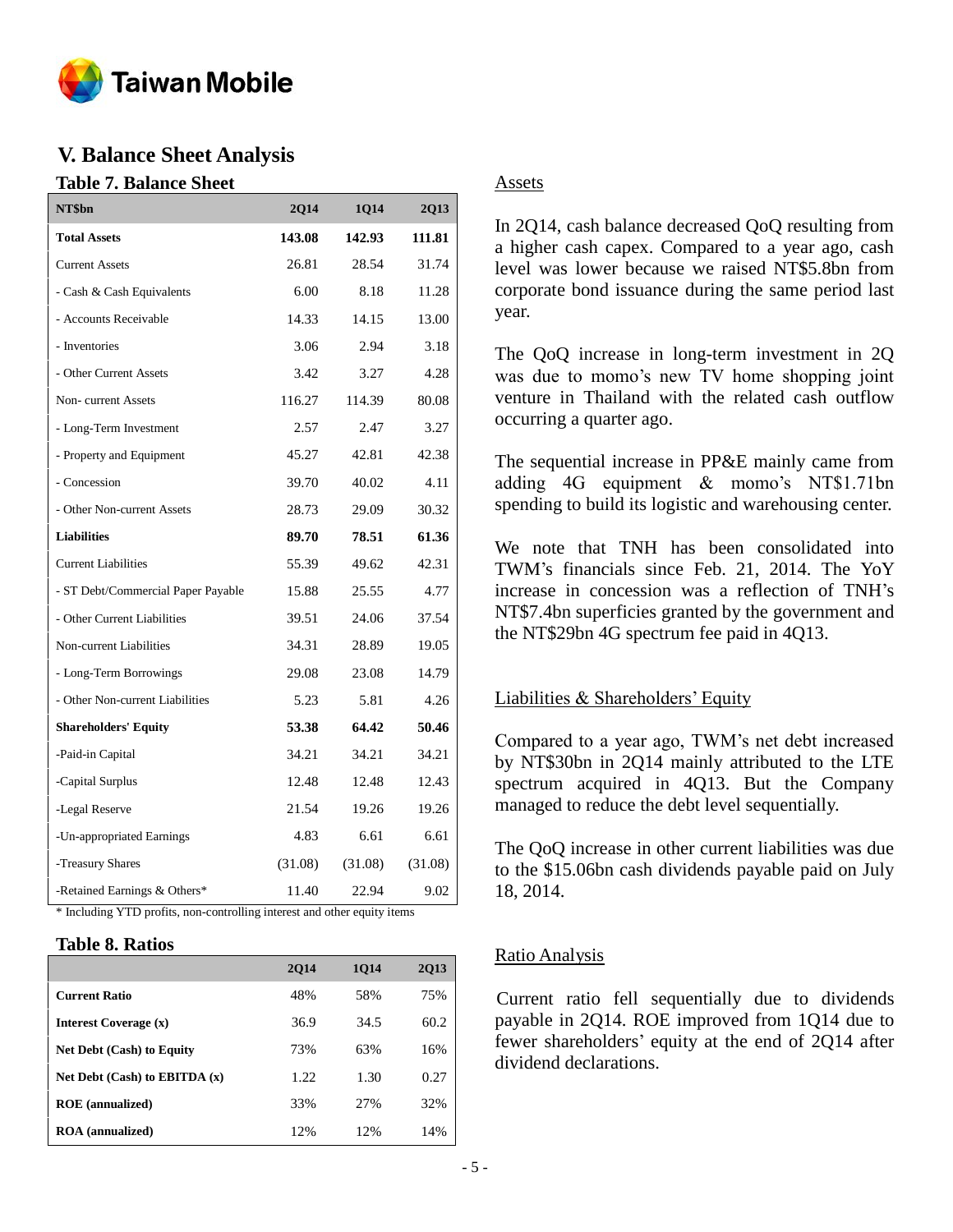## V. Balance Sheet Analysis

### Table 7. Balance Sheet

| NT$bn | 2Q14 | 1Q14 | 2Q13 |
|---|---|---|---|
| **Total Assets** | **143.08** | **142.93** | **111.81** |
| Current Assets | 26.81 | 28.54 | 31.74 |
| - Cash & Cash Equivalents | 6.00 | 8.18 | 11.28 |
| - Accounts Receivable | 14.33 | 14.15 | 13.00 |
| - Inventories | 3.06 | 2.94 | 3.18 |
| - Other Current Assets | 3.42 | 3.27 | 4.28 |
| Non- current Assets | 116.27 | 114.39 | 80.08 |
| - Long-Term Investment | 2.57 | 2.47 | 3.27 |
| - Property and Equipment | 45.27 | 42.81 | 42.38 |
| - Concession | 39.70 | 40.02 | 4.11 |
| - Other Non-current Assets | 28.73 | 29.09 | 30.32 |
| **Liabilities** | **89.70** | **78.51** | **61.36** |
| Current Liabilities | 55.39 | 49.62 | 42.31 |
| - ST Debt/Commercial Paper Payable | 15.88 | 25.55 | 4.77 |
| - Other Current Liabilities | 39.51 | 24.06 | 37.54 |
| Non-current Liabilities | 34.31 | 28.89 | 19.05 |
| - Long-Term Borrowings | 29.08 | 23.08 | 14.79 |
| - Other Non-current Liabilities | 5.23 | 5.81 | 4.26 |
| **Shareholders' Equity** | **53.38** | **64.42** | **50.46** |
| -Paid-in Capital | 34.21 | 34.21 | 34.21 |
| -Capital Surplus | 12.48 | 12.48 | 12.43 |
| -Legal Reserve | 21.54 | 19.26 | 19.26 |
| -Un-appropriated Earnings | 4.83 | 6.61 | 6.61 |
| -Treasury Shares | (31.08) | (31.08) | (31.08) |
| -Retained Earnings & Others* | 11.40 | 22.94 | 9.02 |

* Including YTD profits, non-controlling interest and other equity items

### Table 8. Ratios

| | 2Q14 | 1Q14 | 2Q13 |
|---|---|---|---|
| **Current Ratio** | 48% | 58% | 75% |
| **Interest Coverage (x)** | 36.9 | 34.5 | 60.2 |
| **Net Debt (Cash) to Equity** | 73% | 63% | 16% |
| **Net Debt (Cash) to EBITDA (x)** | 1.22 | 1.30 | 0.27 |
| **ROE (annualized)** | 33% | 27% | 32% |
| **ROA (annualized)** | 12% | 12% | 14% |

Assets

In 2Q14, cash balance decreased QoQ resulting from a higher cash capex. Compared to a year ago, cash level was lower because we raised NT$5.8bn from corporate bond issuance during the same period last year.

The QoQ increase in long-term investment in 2Q was due to momo's new TV home shopping joint venture in Thailand with the related cash outflow occurring a quarter ago.

The sequential increase in PP&E mainly came from adding 4G equipment & momo's NT$1.71bn spending to build its logistic and warehousing center.

We note that TNH has been consolidated into TWM's financials since Feb. 21, 2014. The YoY increase in concession was a reflection of TNH's NT$7.4bn superficies granted by the government and the NT$29bn 4G spectrum fee paid in 4Q13.

Liabilities & Shareholders' Equity

Compared to a year ago, TWM's net debt increased by NT$30bn in 2Q14 mainly attributed to the LTE spectrum acquired in 4Q13. But the Company managed to reduce the debt level sequentially.

The QoQ increase in other current liabilities was due to the $15.06bn cash dividends payable paid on July 18, 2014.

Ratio Analysis

Current ratio fell sequentially due to dividends payable in 2Q14. ROE improved from 1Q14 due to fewer shareholders' equity at the end of 2Q14 after dividend declarations.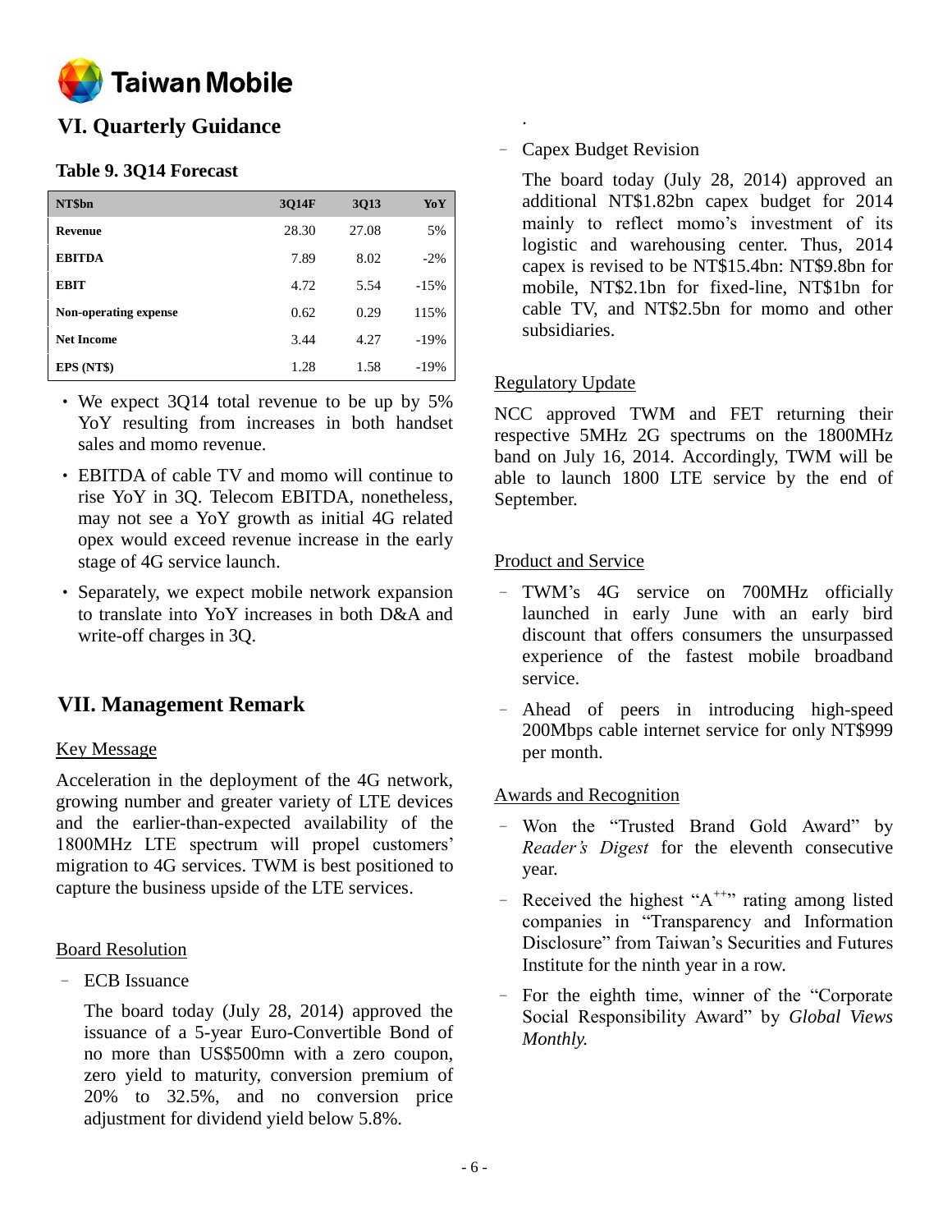## VI. Quarterly Guidance

### Table 9. 3Q14 Forecast

| NT$bn | 3Q14F | 3Q13 | YoY |
|---|---|---|---|
| **Revenue** | 28.30 | 27.08 | 5% |
| **EBITDA** | 7.89 | 8.02 | -2% |
| **EBIT** | 4.72 | 5.54 | -15% |
| **Non-operating expense** | 0.62 | 0.29 | 115% |
| **Net Income** | 3.44 | 4.27 | -19% |
| **EPS (NT$)** | 1.28 | 1.58 | -19% |

- We expect 3Q14 total revenue to be up by 5% YoY resulting from increases in both handset sales and momo revenue.
- EBITDA of cable TV and momo will continue to rise YoY in 3Q. Telecom EBITDA, nonetheless, may not see a YoY growth as initial 4G related opex would exceed revenue increase in the early stage of 4G service launch.
- Separately, we expect mobile network expansion to translate into YoY increases in both D&A and write-off charges in 3Q.

## VII. Management Remark

Key Message

Acceleration in the deployment of the 4G network, growing number and greater variety of LTE devices and the earlier-than-expected availability of the 1800MHz LTE spectrum will propel customers' migration to 4G services. TWM is best positioned to capture the business upside of the LTE services.

Board Resolution

- ECB Issuance

  The board today (July 28, 2014) approved the issuance of a 5-year Euro-Convertible Bond of no more than US$500mn with a zero coupon, zero yield to maturity, conversion premium of 20% to 32.5%, and no conversion price adjustment for dividend yield below 5.8%.

- Capex Budget Revision

  The board today (July 28, 2014) approved an additional NT$1.82bn capex budget for 2014 mainly to reflect momo's investment of its logistic and warehousing center. Thus, 2014 capex is revised to be NT$15.4bn: NT$9.8bn for mobile, NT$2.1bn for fixed-line, NT$1bn for cable TV, and NT$2.5bn for momo and other subsidiaries.

Regulatory Update

NCC approved TWM and FET returning their respective 5MHz 2G spectrums on the 1800MHz band on July 16, 2014. Accordingly, TWM will be able to launch 1800 LTE service by the end of September.

Product and Service

- TWM's 4G service on 700MHz officially launched in early June with an early bird discount that offers consumers the unsurpassed experience of the fastest mobile broadband service.
- Ahead of peers in introducing high-speed 200Mbps cable internet service for only NT$999 per month.

Awards and Recognition

- Won the "Trusted Brand Gold Award" by *Reader's Digest* for the eleventh consecutive year.
- Received the highest "A++" rating among listed companies in "Transparency and Information Disclosure" from Taiwan's Securities and Futures Institute for the ninth year in a row.
- For the eighth time, winner of the "Corporate Social Responsibility Award" by *Global Views Monthly.*